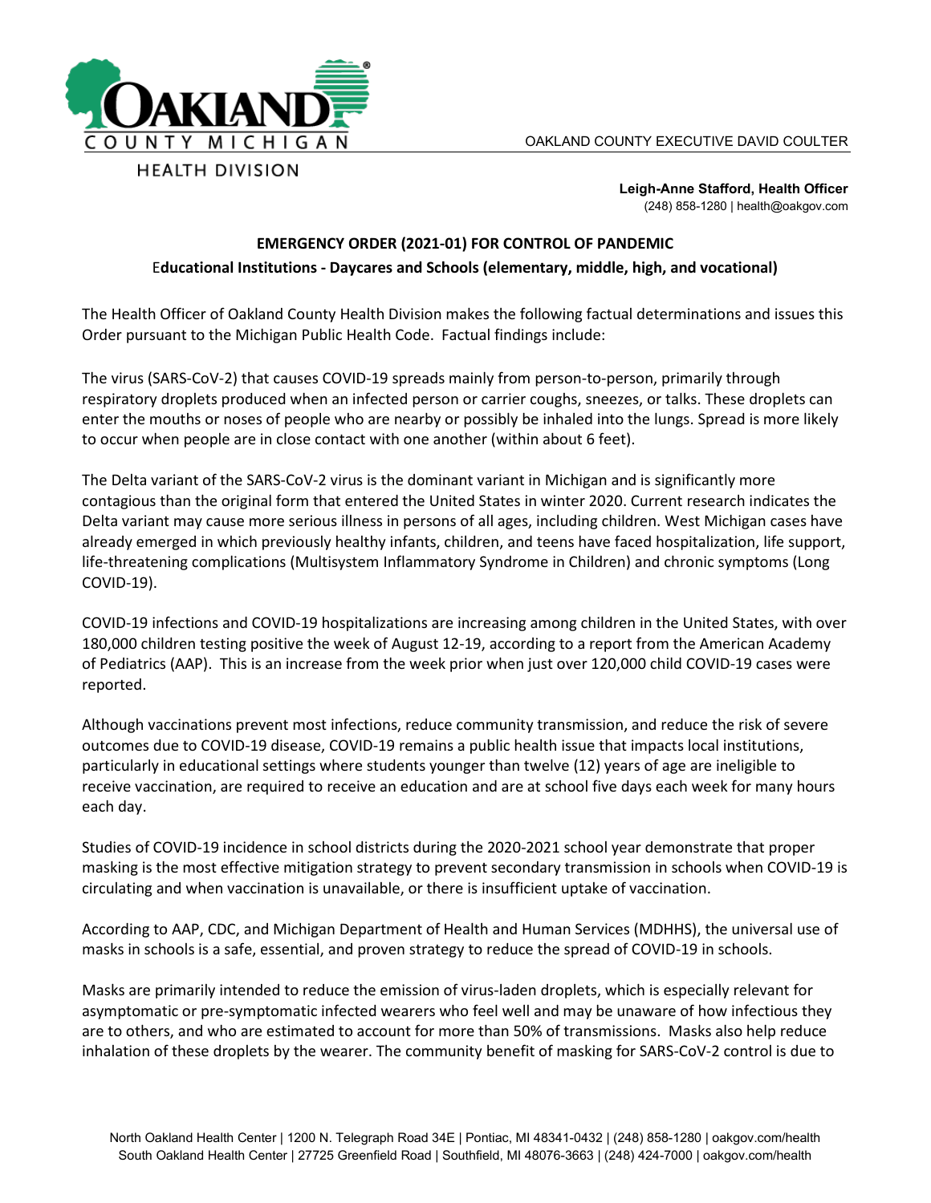OAKLAND COUNTY MICHIGAN

HEALTH DIVISION

OAKLAND COUNTY EXECUTIVE DAVID COULTER

**Leigh-Anne Stafford, Health Officer**
(248) 858-1280 | health@oakgov.com

# EMERGENCY ORDER (2021-01) FOR CONTROL OF PANDEMIC

## Educational Institutions - Daycares and Schools (elementary, middle, high, and vocational)

The Health Officer of Oakland County Health Division makes the following factual determinations and issues this Order pursuant to the Michigan Public Health Code. Factual findings include:

The virus (SARS-CoV-2) that causes COVID-19 spreads mainly from person-to-person, primarily through respiratory droplets produced when an infected person or carrier coughs, sneezes, or talks. These droplets can enter the mouths or noses of people who are nearby or possibly be inhaled into the lungs. Spread is more likely to occur when people are in close contact with one another (within about 6 feet).

The Delta variant of the SARS-CoV-2 virus is the dominant variant in Michigan and is significantly more contagious than the original form that entered the United States in winter 2020. Current research indicates the Delta variant may cause more serious illness in persons of all ages, including children. West Michigan cases have already emerged in which previously healthy infants, children, and teens have faced hospitalization, life support, life-threatening complications (Multisystem Inflammatory Syndrome in Children) and chronic symptoms (Long COVID-19).

COVID-19 infections and COVID-19 hospitalizations are increasing among children in the United States, with over 180,000 children testing positive the week of August 12-19, according to a report from the American Academy of Pediatrics (AAP). This is an increase from the week prior when just over 120,000 child COVID-19 cases were reported.

Although vaccinations prevent most infections, reduce community transmission, and reduce the risk of severe outcomes due to COVID-19 disease, COVID-19 remains a public health issue that impacts local institutions, particularly in educational settings where students younger than twelve (12) years of age are ineligible to receive vaccination, are required to receive an education and are at school five days each week for many hours each day.

Studies of COVID-19 incidence in school districts during the 2020-2021 school year demonstrate that proper masking is the most effective mitigation strategy to prevent secondary transmission in schools when COVID-19 is circulating and when vaccination is unavailable, or there is insufficient uptake of vaccination.

According to AAP, CDC, and Michigan Department of Health and Human Services (MDHHS), the universal use of masks in schools is a safe, essential, and proven strategy to reduce the spread of COVID-19 in schools.

Masks are primarily intended to reduce the emission of virus-laden droplets, which is especially relevant for asymptomatic or pre-symptomatic infected wearers who feel well and may be unaware of how infectious they are to others, and who are estimated to account for more than 50% of transmissions. Masks also help reduce inhalation of these droplets by the wearer. The community benefit of masking for SARS-CoV-2 control is due to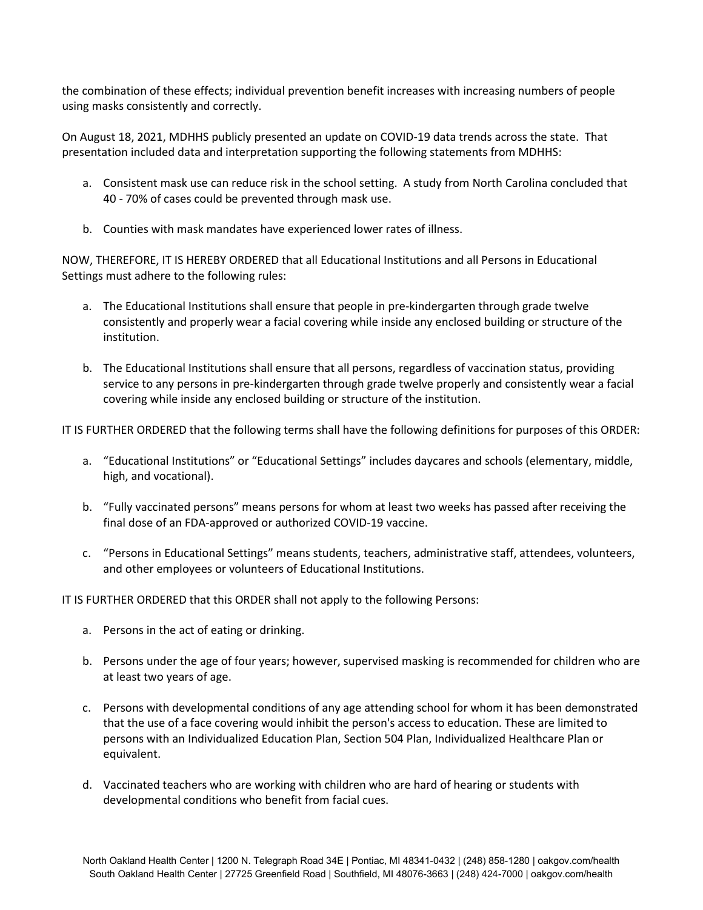the combination of these effects; individual prevention benefit increases with increasing numbers of people using masks consistently and correctly.

On August 18, 2021, MDHHS publicly presented an update on COVID-19 data trends across the state. That presentation included data and interpretation supporting the following statements from MDHHS:

a. Consistent mask use can reduce risk in the school setting. A study from North Carolina concluded that 40 - 70% of cases could be prevented through mask use.

b. Counties with mask mandates have experienced lower rates of illness.

NOW, THEREFORE, IT IS HEREBY ORDERED that all Educational Institutions and all Persons in Educational Settings must adhere to the following rules:

a. The Educational Institutions shall ensure that people in pre-kindergarten through grade twelve consistently and properly wear a facial covering while inside any enclosed building or structure of the institution.

b. The Educational Institutions shall ensure that all persons, regardless of vaccination status, providing service to any persons in pre-kindergarten through grade twelve properly and consistently wear a facial covering while inside any enclosed building or structure of the institution.

IT IS FURTHER ORDERED that the following terms shall have the following definitions for purposes of this ORDER:

a. "Educational Institutions" or "Educational Settings" includes daycares and schools (elementary, middle, high, and vocational).

b. "Fully vaccinated persons" means persons for whom at least two weeks has passed after receiving the final dose of an FDA-approved or authorized COVID-19 vaccine.

c. "Persons in Educational Settings" means students, teachers, administrative staff, attendees, volunteers, and other employees or volunteers of Educational Institutions.

IT IS FURTHER ORDERED that this ORDER shall not apply to the following Persons:

a. Persons in the act of eating or drinking.

b. Persons under the age of four years; however, supervised masking is recommended for children who are at least two years of age.

c. Persons with developmental conditions of any age attending school for whom it has been demonstrated that the use of a face covering would inhibit the person's access to education. These are limited to persons with an Individualized Education Plan, Section 504 Plan, Individualized Healthcare Plan or equivalent.

d. Vaccinated teachers who are working with children who are hard of hearing or students with developmental conditions who benefit from facial cues.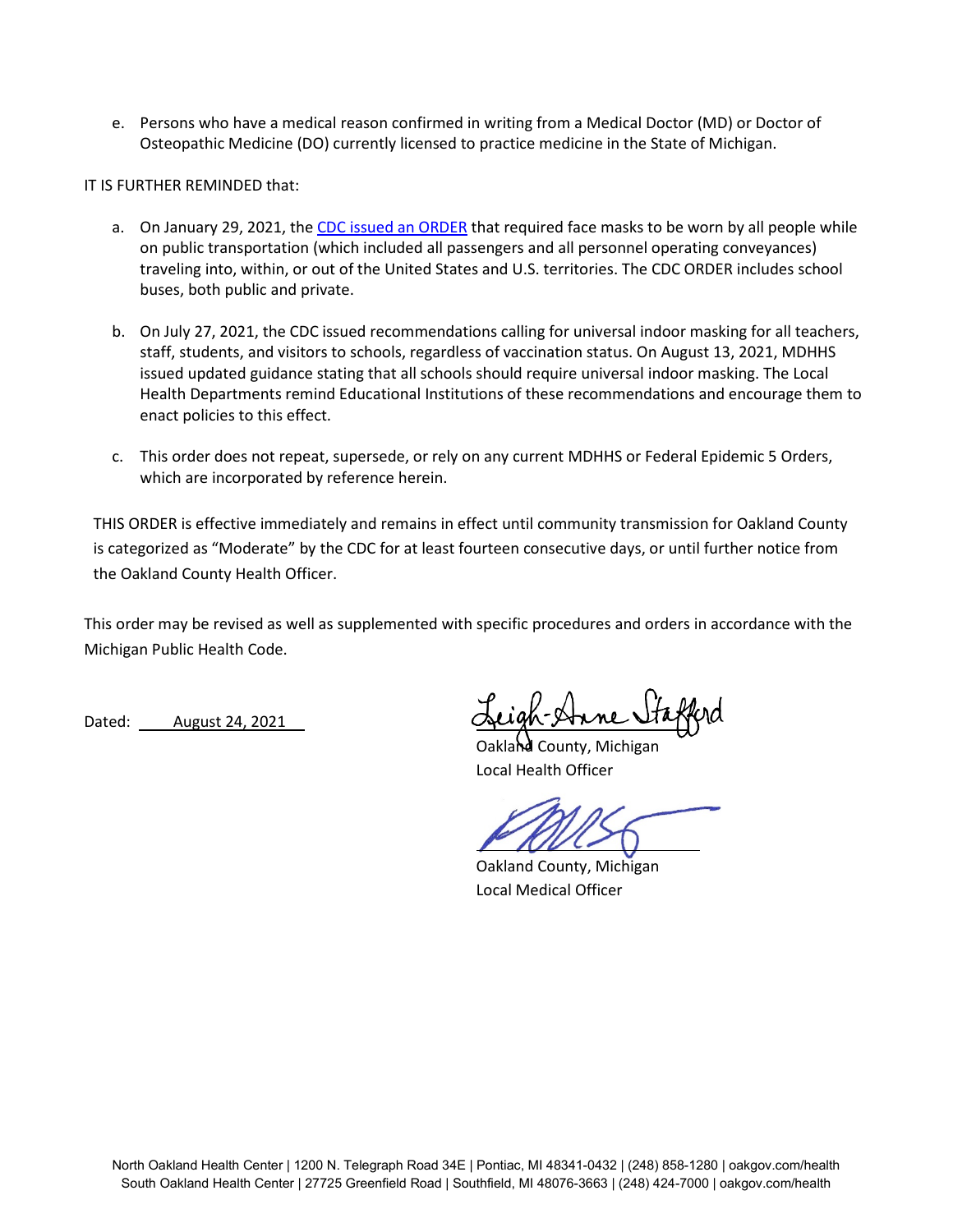e. Persons who have a medical reason confirmed in writing from a Medical Doctor (MD) or Doctor of Osteopathic Medicine (DO) currently licensed to practice medicine in the State of Michigan.

IT IS FURTHER REMINDED that:

a. On January 29, 2021, the CDC issued an ORDER that required face masks to be worn by all people while on public transportation (which included all passengers and all personnel operating conveyances) traveling into, within, or out of the United States and U.S. territories. The CDC ORDER includes school buses, both public and private.

b. On July 27, 2021, the CDC issued recommendations calling for universal indoor masking for all teachers, staff, students, and visitors to schools, regardless of vaccination status. On August 13, 2021, MDHHS issued updated guidance stating that all schools should require universal indoor masking. The Local Health Departments remind Educational Institutions of these recommendations and encourage them to enact policies to this effect.

c. This order does not repeat, supersede, or rely on any current MDHHS or Federal Epidemic 5 Orders, which are incorporated by reference herein.

THIS ORDER is effective immediately and remains in effect until community transmission for Oakland County is categorized as "Moderate" by the CDC for at least fourteen consecutive days, or until further notice from the Oakland County Health Officer.

This order may be revised as well as supplemented with specific procedures and orders in accordance with the Michigan Public Health Code.

Dated: August 24, 2021

Leigh-Anne Stafford
Oakland County, Michigan
Local Health Officer

Oakland County, Michigan
Local Medical Officer

North Oakland Health Center | 1200 N. Telegraph Road 34E | Pontiac, MI 48341-0432 | (248) 858-1280 | oakgov.com/health
South Oakland Health Center | 27725 Greenfield Road | Southfield, MI 48076-3663 | (248) 424-7000 | oakgov.com/health